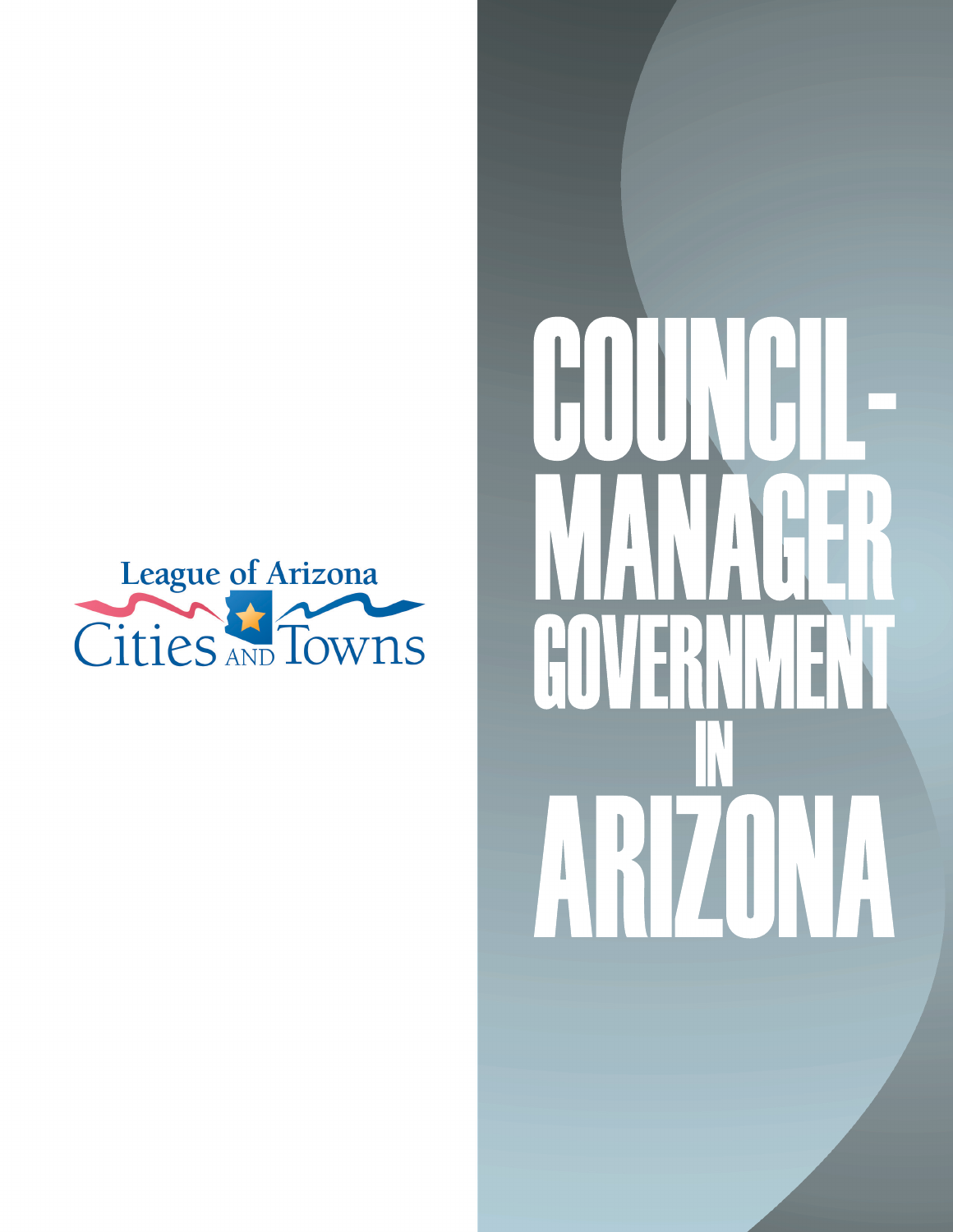League of Arizona Cities AND Towns

# COUNCIL-MANAGER GOVERNMENT IN ARIZONA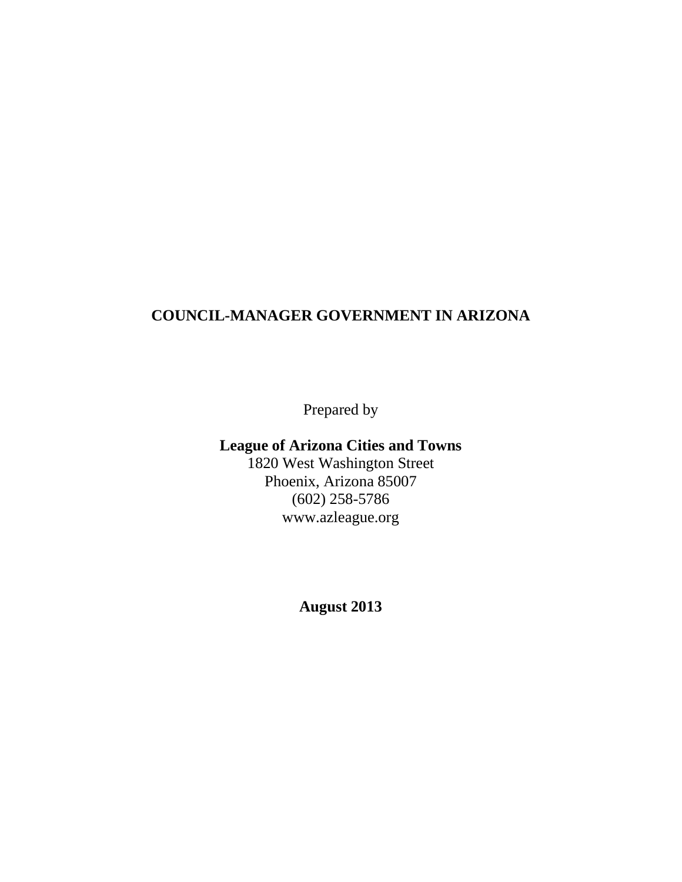# COUNCIL-MANAGER GOVERNMENT IN ARIZONA

Prepared by

**League of Arizona Cities and Towns**
1820 West Washington Street
Phoenix, Arizona 85007
(602) 258-5786
www.azleague.org

**August 2013**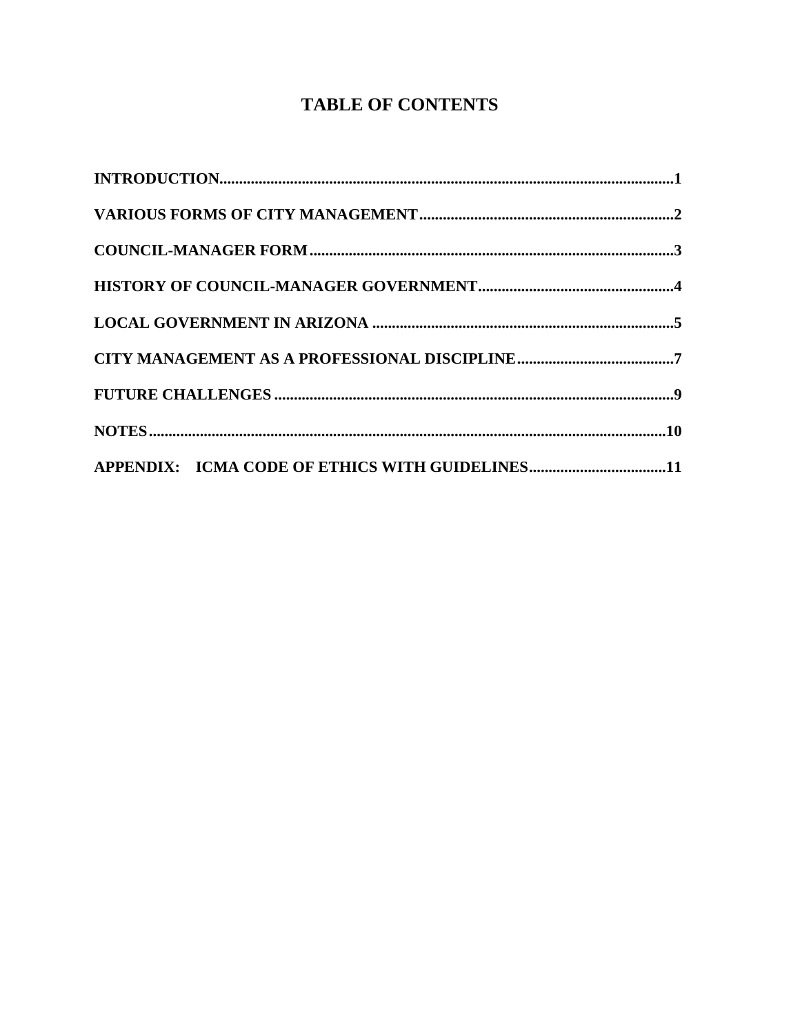# TABLE OF CONTENTS

**INTRODUCTION**....................................................................................................................**1**

**VARIOUS FORMS OF CITY MANAGEMENT**.................................................................**2**

**COUNCIL-MANAGER FORM**.............................................................................................**3**

**HISTORY OF COUNCIL-MANAGER GOVERNMENT**..................................................**4**

**LOCAL GOVERNMENT IN ARIZONA** .............................................................................**5**

**CITY MANAGEMENT AS A PROFESSIONAL DISCIPLINE**........................................**7**

**FUTURE CHALLENGES** .....................................................................................................**9**

**NOTES**....................................................................................................................................**10**

**APPENDIX: ICMA CODE OF ETHICS WITH GUIDELINES**...................................**11**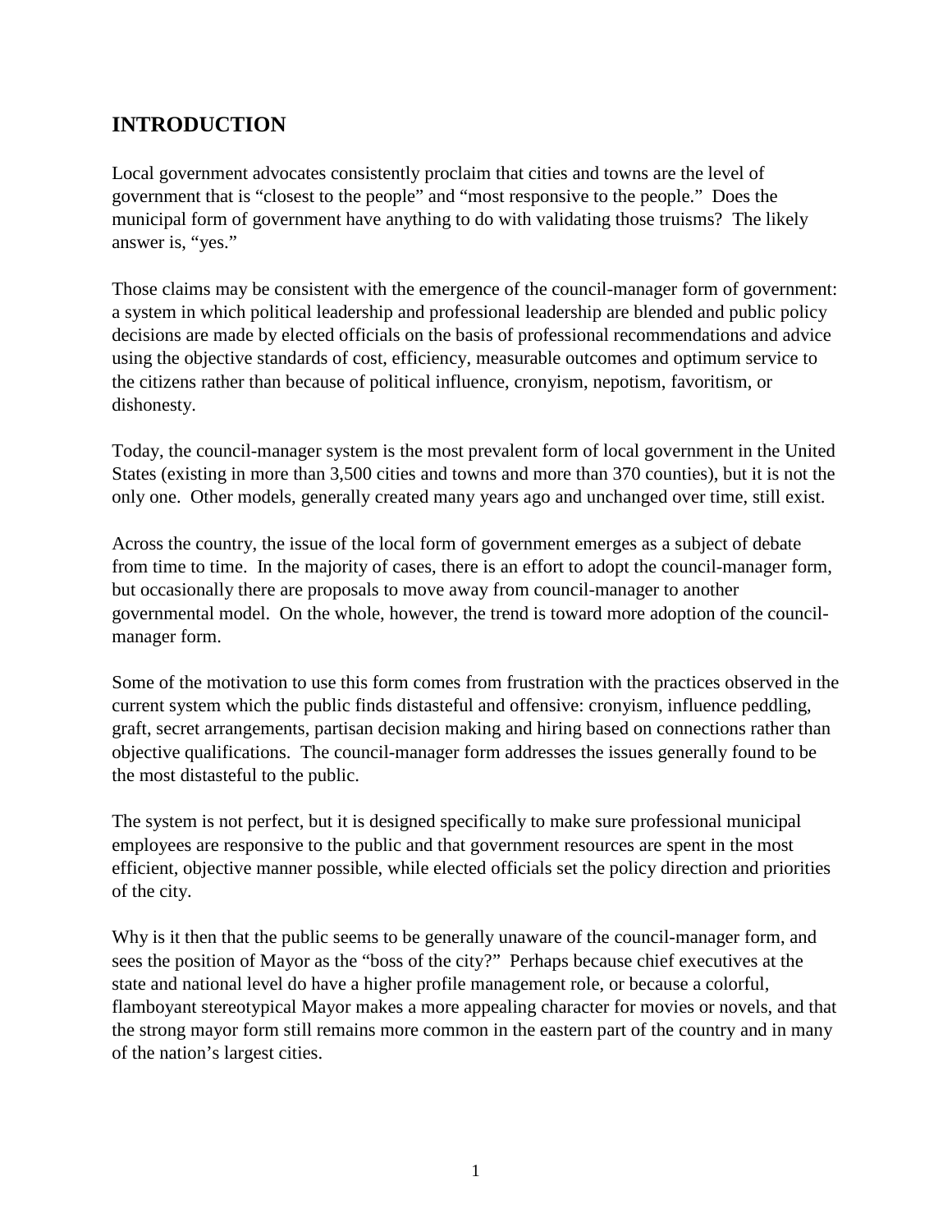## INTRODUCTION

Local government advocates consistently proclaim that cities and towns are the level of government that is "closest to the people" and "most responsive to the people." Does the municipal form of government have anything to do with validating those truisms? The likely answer is, "yes."

Those claims may be consistent with the emergence of the council-manager form of government: a system in which political leadership and professional leadership are blended and public policy decisions are made by elected officials on the basis of professional recommendations and advice using the objective standards of cost, efficiency, measurable outcomes and optimum service to the citizens rather than because of political influence, cronyism, nepotism, favoritism, or dishonesty.

Today, the council-manager system is the most prevalent form of local government in the United States (existing in more than 3,500 cities and towns and more than 370 counties), but it is not the only one. Other models, generally created many years ago and unchanged over time, still exist.

Across the country, the issue of the local form of government emerges as a subject of debate from time to time. In the majority of cases, there is an effort to adopt the council-manager form, but occasionally there are proposals to move away from council-manager to another governmental model. On the whole, however, the trend is toward more adoption of the council-manager form.

Some of the motivation to use this form comes from frustration with the practices observed in the current system which the public finds distasteful and offensive: cronyism, influence peddling, graft, secret arrangements, partisan decision making and hiring based on connections rather than objective qualifications. The council-manager form addresses the issues generally found to be the most distasteful to the public.

The system is not perfect, but it is designed specifically to make sure professional municipal employees are responsive to the public and that government resources are spent in the most efficient, objective manner possible, while elected officials set the policy direction and priorities of the city.

Why is it then that the public seems to be generally unaware of the council-manager form, and sees the position of Mayor as the "boss of the city?" Perhaps because chief executives at the state and national level do have a higher profile management role, or because a colorful, flamboyant stereotypical Mayor makes a more appealing character for movies or novels, and that the strong mayor form still remains more common in the eastern part of the country and in many of the nation's largest cities.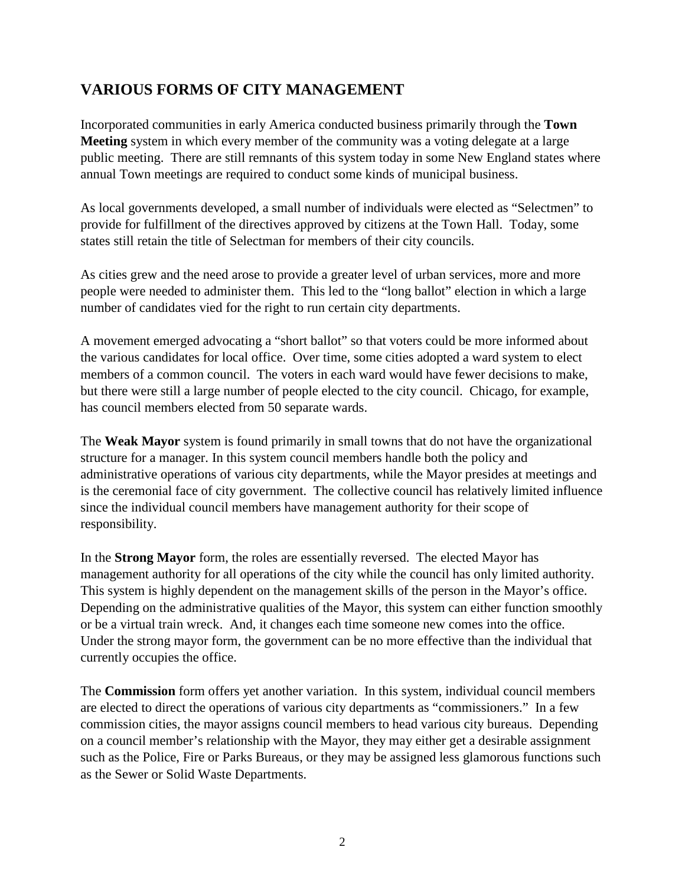## VARIOUS FORMS OF CITY MANAGEMENT

Incorporated communities in early America conducted business primarily through the **Town Meeting** system in which every member of the community was a voting delegate at a large public meeting. There are still remnants of this system today in some New England states where annual Town meetings are required to conduct some kinds of municipal business.

As local governments developed, a small number of individuals were elected as "Selectmen" to provide for fulfillment of the directives approved by citizens at the Town Hall. Today, some states still retain the title of Selectman for members of their city councils.

As cities grew and the need arose to provide a greater level of urban services, more and more people were needed to administer them. This led to the "long ballot" election in which a large number of candidates vied for the right to run certain city departments.

A movement emerged advocating a "short ballot" so that voters could be more informed about the various candidates for local office. Over time, some cities adopted a ward system to elect members of a common council. The voters in each ward would have fewer decisions to make, but there were still a large number of people elected to the city council. Chicago, for example, has council members elected from 50 separate wards.

The **Weak Mayor** system is found primarily in small towns that do not have the organizational structure for a manager. In this system council members handle both the policy and administrative operations of various city departments, while the Mayor presides at meetings and is the ceremonial face of city government. The collective council has relatively limited influence since the individual council members have management authority for their scope of responsibility.

In the **Strong Mayor** form, the roles are essentially reversed. The elected Mayor has management authority for all operations of the city while the council has only limited authority. This system is highly dependent on the management skills of the person in the Mayor's office. Depending on the administrative qualities of the Mayor, this system can either function smoothly or be a virtual train wreck. And, it changes each time someone new comes into the office. Under the strong mayor form, the government can be no more effective than the individual that currently occupies the office.

The **Commission** form offers yet another variation. In this system, individual council members are elected to direct the operations of various city departments as "commissioners." In a few commission cities, the mayor assigns council members to head various city bureaus. Depending on a council member's relationship with the Mayor, they may either get a desirable assignment such as the Police, Fire or Parks Bureaus, or they may be assigned less glamorous functions such as the Sewer or Solid Waste Departments.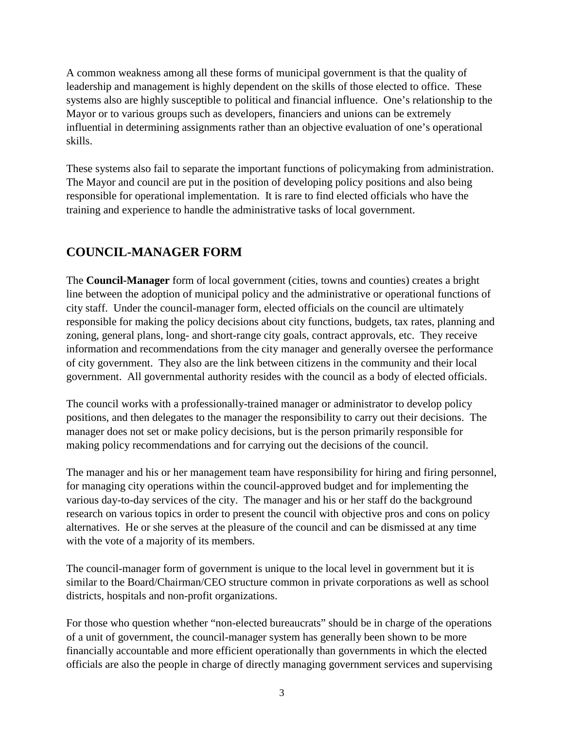A common weakness among all these forms of municipal government is that the quality of leadership and management is highly dependent on the skills of those elected to office. These systems also are highly susceptible to political and financial influence. One's relationship to the Mayor or to various groups such as developers, financiers and unions can be extremely influential in determining assignments rather than an objective evaluation of one's operational skills.

These systems also fail to separate the important functions of policymaking from administration. The Mayor and council are put in the position of developing policy positions and also being responsible for operational implementation. It is rare to find elected officials who have the training and experience to handle the administrative tasks of local government.

## COUNCIL-MANAGER FORM

The **Council-Manager** form of local government (cities, towns and counties) creates a bright line between the adoption of municipal policy and the administrative or operational functions of city staff. Under the council-manager form, elected officials on the council are ultimately responsible for making the policy decisions about city functions, budgets, tax rates, planning and zoning, general plans, long- and short-range city goals, contract approvals, etc. They receive information and recommendations from the city manager and generally oversee the performance of city government. They also are the link between citizens in the community and their local government. All governmental authority resides with the council as a body of elected officials.

The council works with a professionally-trained manager or administrator to develop policy positions, and then delegates to the manager the responsibility to carry out their decisions. The manager does not set or make policy decisions, but is the person primarily responsible for making policy recommendations and for carrying out the decisions of the council.

The manager and his or her management team have responsibility for hiring and firing personnel, for managing city operations within the council-approved budget and for implementing the various day-to-day services of the city. The manager and his or her staff do the background research on various topics in order to present the council with objective pros and cons on policy alternatives. He or she serves at the pleasure of the council and can be dismissed at any time with the vote of a majority of its members.

The council-manager form of government is unique to the local level in government but it is similar to the Board/Chairman/CEO structure common in private corporations as well as school districts, hospitals and non-profit organizations.

For those who question whether "non-elected bureaucrats" should be in charge of the operations of a unit of government, the council-manager system has generally been shown to be more financially accountable and more efficient operationally than governments in which the elected officials are also the people in charge of directly managing government services and supervising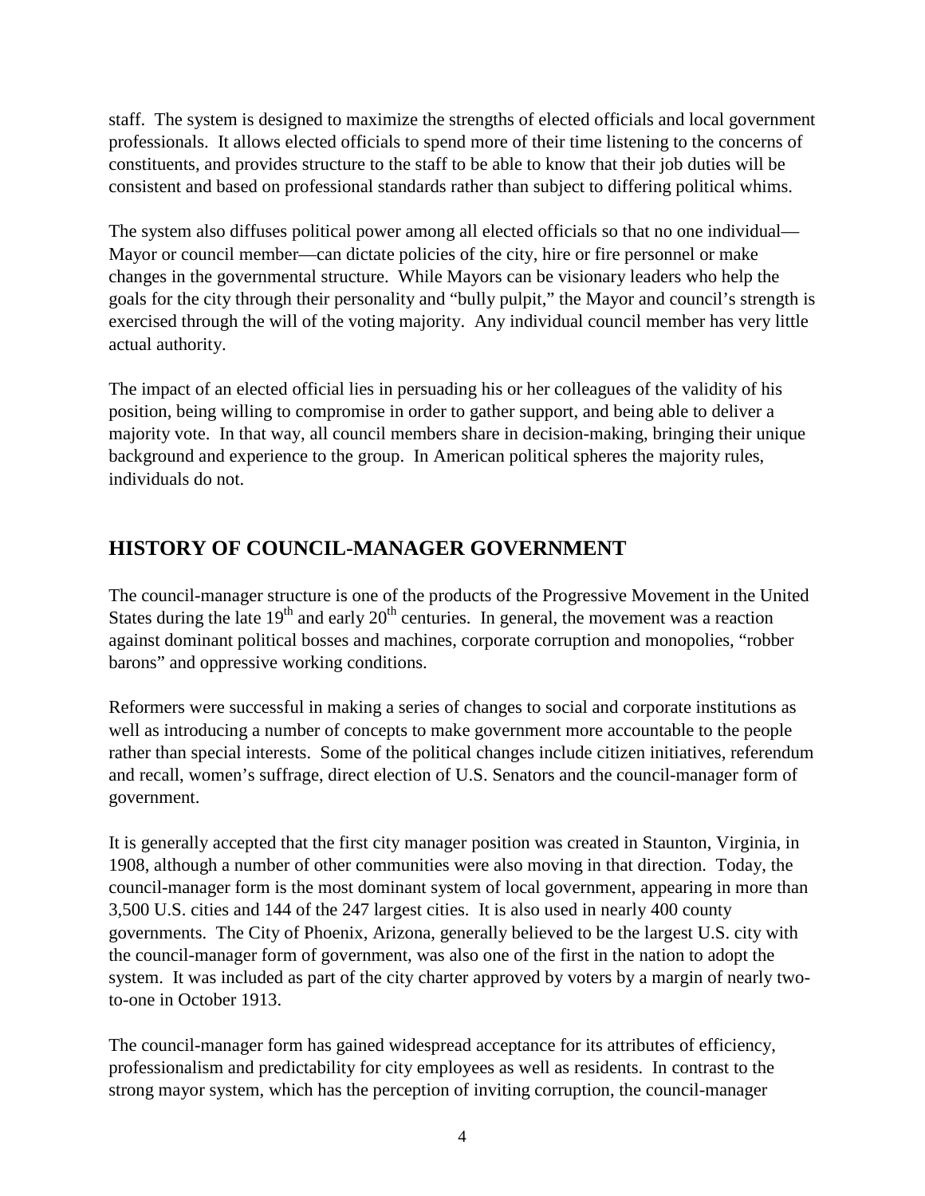staff. The system is designed to maximize the strengths of elected officials and local government professionals. It allows elected officials to spend more of their time listening to the concerns of constituents, and provides structure to the staff to be able to know that their job duties will be consistent and based on professional standards rather than subject to differing political whims.

The system also diffuses political power among all elected officials so that no one individual—Mayor or council member—can dictate policies of the city, hire or fire personnel or make changes in the governmental structure. While Mayors can be visionary leaders who help the goals for the city through their personality and "bully pulpit," the Mayor and council's strength is exercised through the will of the voting majority. Any individual council member has very little actual authority.

The impact of an elected official lies in persuading his or her colleagues of the validity of his position, being willing to compromise in order to gather support, and being able to deliver a majority vote. In that way, all council members share in decision-making, bringing their unique background and experience to the group. In American political spheres the majority rules, individuals do not.

## HISTORY OF COUNCIL-MANAGER GOVERNMENT

The council-manager structure is one of the products of the Progressive Movement in the United States during the late 19th and early 20th centuries. In general, the movement was a reaction against dominant political bosses and machines, corporate corruption and monopolies, "robber barons" and oppressive working conditions.

Reformers were successful in making a series of changes to social and corporate institutions as well as introducing a number of concepts to make government more accountable to the people rather than special interests. Some of the political changes include citizen initiatives, referendum and recall, women's suffrage, direct election of U.S. Senators and the council-manager form of government.

It is generally accepted that the first city manager position was created in Staunton, Virginia, in 1908, although a number of other communities were also moving in that direction. Today, the council-manager form is the most dominant system of local government, appearing in more than 3,500 U.S. cities and 144 of the 247 largest cities. It is also used in nearly 400 county governments. The City of Phoenix, Arizona, generally believed to be the largest U.S. city with the council-manager form of government, was also one of the first in the nation to adopt the system. It was included as part of the city charter approved by voters by a margin of nearly two-to-one in October 1913.

The council-manager form has gained widespread acceptance for its attributes of efficiency, professionalism and predictability for city employees as well as residents. In contrast to the strong mayor system, which has the perception of inviting corruption, the council-manager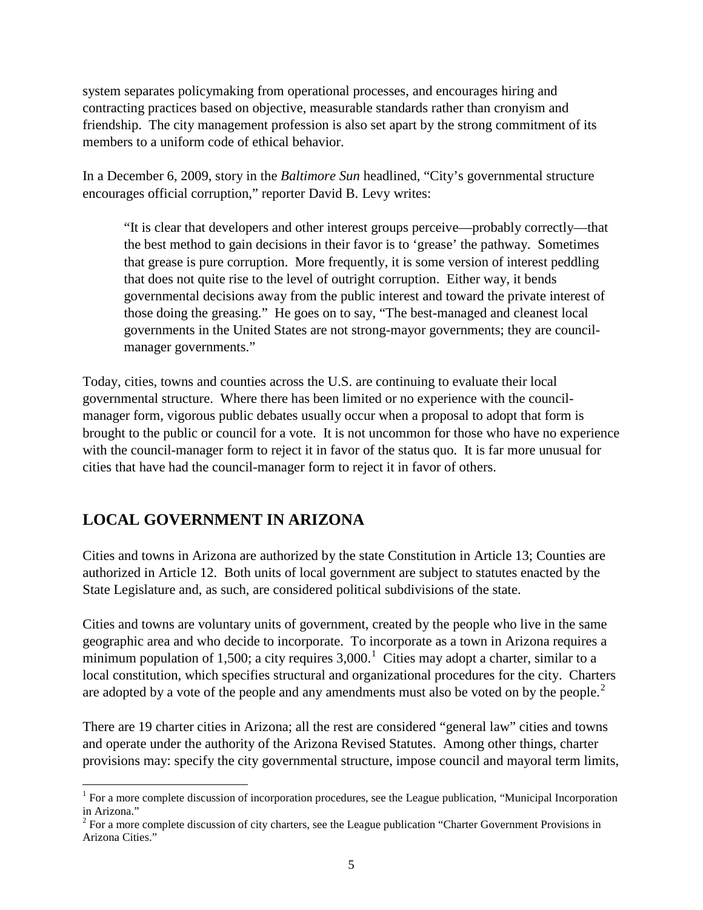system separates policymaking from operational processes, and encourages hiring and contracting practices based on objective, measurable standards rather than cronyism and friendship. The city management profession is also set apart by the strong commitment of its members to a uniform code of ethical behavior.

In a December 6, 2009, story in the *Baltimore Sun* headlined, "City's governmental structure encourages official corruption," reporter David B. Levy writes:

> "It is clear that developers and other interest groups perceive—probably correctly—that the best method to gain decisions in their favor is to 'grease' the pathway. Sometimes that grease is pure corruption. More frequently, it is some version of interest peddling that does not quite rise to the level of outright corruption. Either way, it bends governmental decisions away from the public interest and toward the private interest of those doing the greasing." He goes on to say, "The best-managed and cleanest local governments in the United States are not strong-mayor governments; they are council-manager governments."

Today, cities, towns and counties across the U.S. are continuing to evaluate their local governmental structure. Where there has been limited or no experience with the council-manager form, vigorous public debates usually occur when a proposal to adopt that form is brought to the public or council for a vote. It is not uncommon for those who have no experience with the council-manager form to reject it in favor of the status quo. It is far more unusual for cities that have had the council-manager form to reject it in favor of others.

## LOCAL GOVERNMENT IN ARIZONA

Cities and towns in Arizona are authorized by the state Constitution in Article 13; Counties are authorized in Article 12. Both units of local government are subject to statutes enacted by the State Legislature and, as such, are considered political subdivisions of the state.

Cities and towns are voluntary units of government, created by the people who live in the same geographic area and who decide to incorporate. To incorporate as a town in Arizona requires a minimum population of 1,500; a city requires 3,000.[1] Cities may adopt a charter, similar to a local constitution, which specifies structural and organizational procedures for the city. Charters are adopted by a vote of the people and any amendments must also be voted on by the people.[2]

There are 19 charter cities in Arizona; all the rest are considered "general law" cities and towns and operate under the authority of the Arizona Revised Statutes. Among other things, charter provisions may: specify the city governmental structure, impose council and mayoral term limits,

[1] For a more complete discussion of incorporation procedures, see the League publication, "Municipal Incorporation in Arizona."

[2] For a more complete discussion of city charters, see the League publication "Charter Government Provisions in Arizona Cities."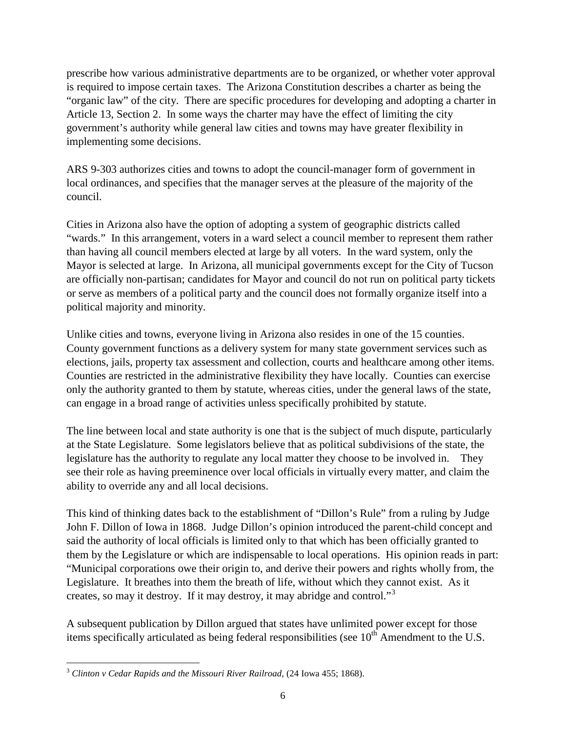prescribe how various administrative departments are to be organized, or whether voter approval is required to impose certain taxes. The Arizona Constitution describes a charter as being the "organic law" of the city. There are specific procedures for developing and adopting a charter in Article 13, Section 2. In some ways the charter may have the effect of limiting the city government's authority while general law cities and towns may have greater flexibility in implementing some decisions.

ARS 9-303 authorizes cities and towns to adopt the council-manager form of government in local ordinances, and specifies that the manager serves at the pleasure of the majority of the council.

Cities in Arizona also have the option of adopting a system of geographic districts called "wards." In this arrangement, voters in a ward select a council member to represent them rather than having all council members elected at large by all voters. In the ward system, only the Mayor is selected at large. In Arizona, all municipal governments except for the City of Tucson are officially non-partisan; candidates for Mayor and council do not run on political party tickets or serve as members of a political party and the council does not formally organize itself into a political majority and minority.

Unlike cities and towns, everyone living in Arizona also resides in one of the 15 counties. County government functions as a delivery system for many state government services such as elections, jails, property tax assessment and collection, courts and healthcare among other items. Counties are restricted in the administrative flexibility they have locally. Counties can exercise only the authority granted to them by statute, whereas cities, under the general laws of the state, can engage in a broad range of activities unless specifically prohibited by statute.

The line between local and state authority is one that is the subject of much dispute, particularly at the State Legislature. Some legislators believe that as political subdivisions of the state, the legislature has the authority to regulate any local matter they choose to be involved in. They see their role as having preeminence over local officials in virtually every matter, and claim the ability to override any and all local decisions.

This kind of thinking dates back to the establishment of "Dillon's Rule" from a ruling by Judge John F. Dillon of Iowa in 1868. Judge Dillon's opinion introduced the parent-child concept and said the authority of local officials is limited only to that which has been officially granted to them by the Legislature or which are indispensable to local operations. His opinion reads in part: "Municipal corporations owe their origin to, and derive their powers and rights wholly from, the Legislature. It breathes into them the breath of life, without which they cannot exist. As it creates, so may it destroy. If it may destroy, it may abridge and control."[3]

A subsequent publication by Dillon argued that states have unlimited power except for those items specifically articulated as being federal responsibilities (see 10th Amendment to the U.S.

---

[3] *Clinton v Cedar Rapids and the Missouri River Railroad*, (24 Iowa 455; 1868).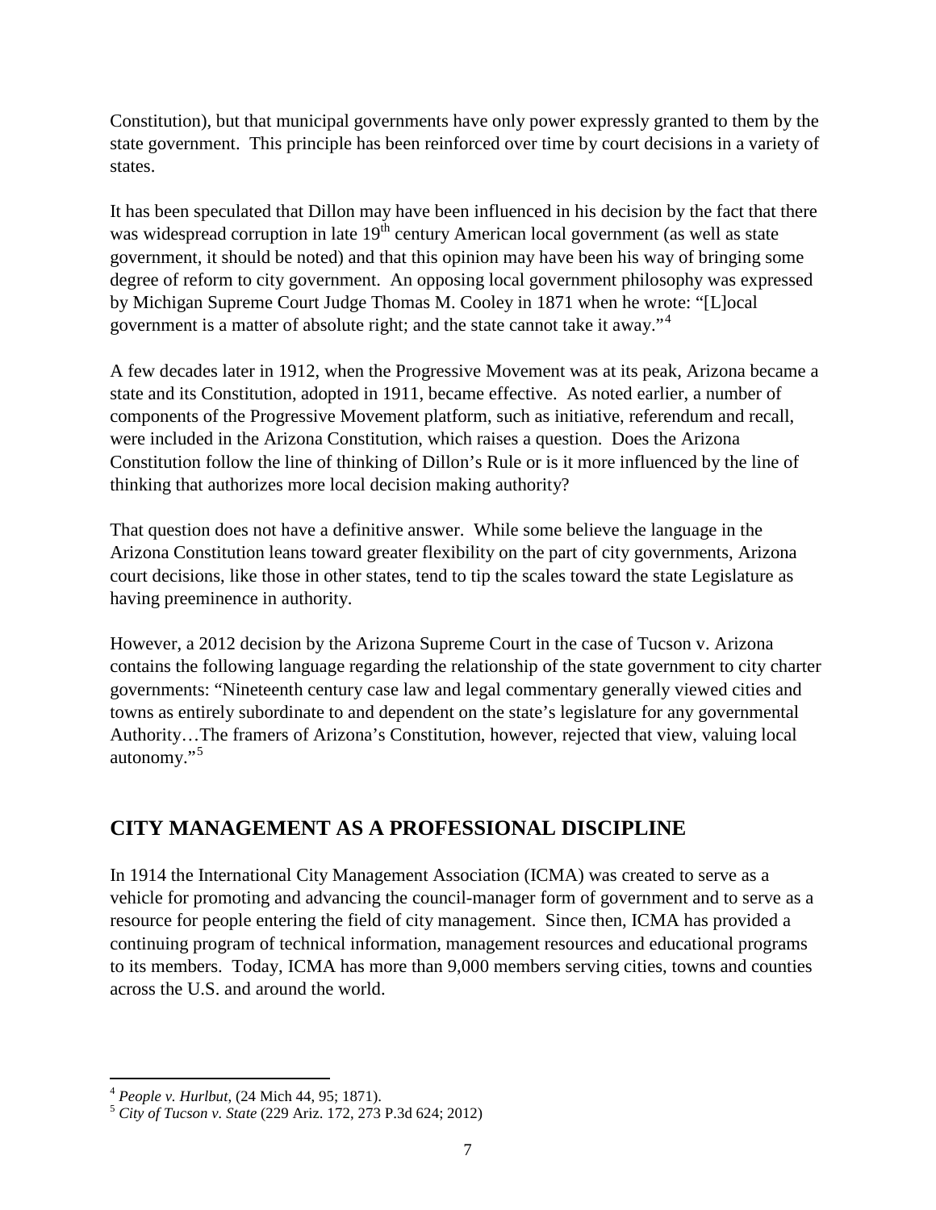Constitution), but that municipal governments have only power expressly granted to them by the state government. This principle has been reinforced over time by court decisions in a variety of states.

It has been speculated that Dillon may have been influenced in his decision by the fact that there was widespread corruption in late 19th century American local government (as well as state government, it should be noted) and that this opinion may have been his way of bringing some degree of reform to city government. An opposing local government philosophy was expressed by Michigan Supreme Court Judge Thomas M. Cooley in 1871 when he wrote: "[L]ocal government is a matter of absolute right; and the state cannot take it away."[4]

A few decades later in 1912, when the Progressive Movement was at its peak, Arizona became a state and its Constitution, adopted in 1911, became effective. As noted earlier, a number of components of the Progressive Movement platform, such as initiative, referendum and recall, were included in the Arizona Constitution, which raises a question. Does the Arizona Constitution follow the line of thinking of Dillon's Rule or is it more influenced by the line of thinking that authorizes more local decision making authority?

That question does not have a definitive answer. While some believe the language in the Arizona Constitution leans toward greater flexibility on the part of city governments, Arizona court decisions, like those in other states, tend to tip the scales toward the state Legislature as having preeminence in authority.

However, a 2012 decision by the Arizona Supreme Court in the case of Tucson v. Arizona contains the following language regarding the relationship of the state government to city charter governments: "Nineteenth century case law and legal commentary generally viewed cities and towns as entirely subordinate to and dependent on the state's legislature for any governmental Authority…The framers of Arizona's Constitution, however, rejected that view, valuing local autonomy."[5]

## CITY MANAGEMENT AS A PROFESSIONAL DISCIPLINE

In 1914 the International City Management Association (ICMA) was created to serve as a vehicle for promoting and advancing the council-manager form of government and to serve as a resource for people entering the field of city management. Since then, ICMA has provided a continuing program of technical information, management resources and educational programs to its members. Today, ICMA has more than 9,000 members serving cities, towns and counties across the U.S. and around the world.

---

[4] *People v. Hurlbut*, (24 Mich 44, 95; 1871).

[5] *City of Tucson v. State* (229 Ariz. 172, 273 P.3d 624; 2012)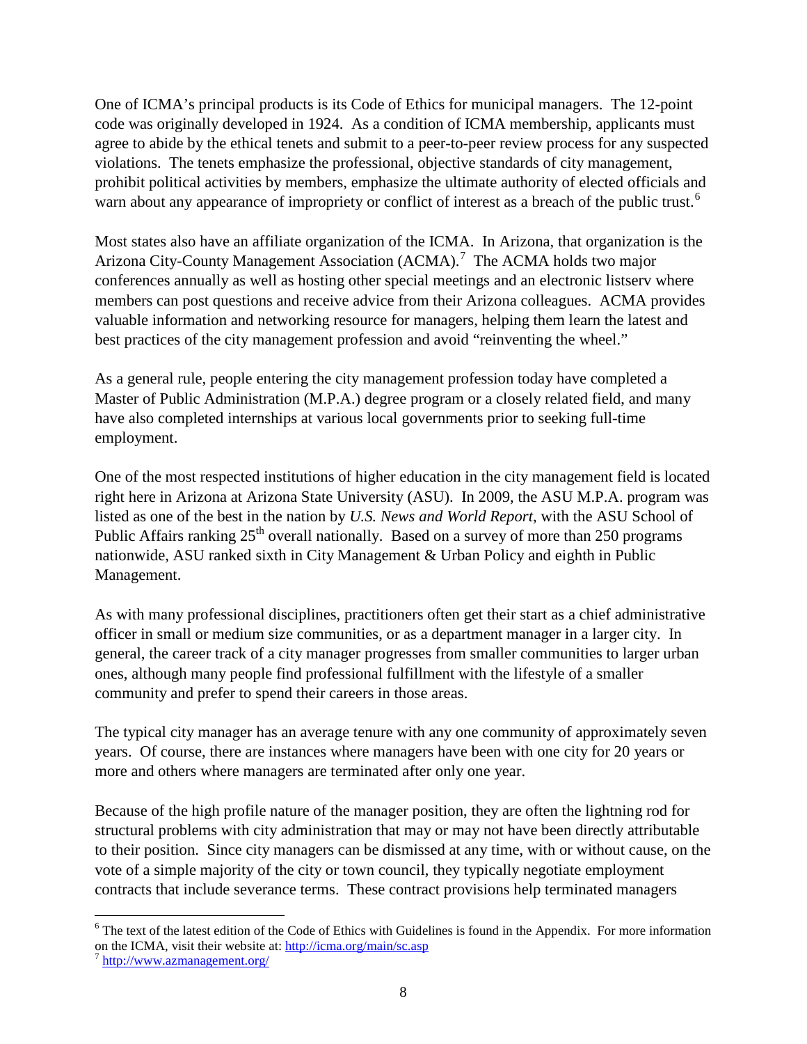One of ICMA's principal products is its Code of Ethics for municipal managers. The 12-point code was originally developed in 1924. As a condition of ICMA membership, applicants must agree to abide by the ethical tenets and submit to a peer-to-peer review process for any suspected violations. The tenets emphasize the professional, objective standards of city management, prohibit political activities by members, emphasize the ultimate authority of elected officials and warn about any appearance of impropriety or conflict of interest as a breach of the public trust.[6]

Most states also have an affiliate organization of the ICMA. In Arizona, that organization is the Arizona City-County Management Association (ACMA).[7] The ACMA holds two major conferences annually as well as hosting other special meetings and an electronic listserv where members can post questions and receive advice from their Arizona colleagues. ACMA provides valuable information and networking resource for managers, helping them learn the latest and best practices of the city management profession and avoid "reinventing the wheel."

As a general rule, people entering the city management profession today have completed a Master of Public Administration (M.P.A.) degree program or a closely related field, and many have also completed internships at various local governments prior to seeking full-time employment.

One of the most respected institutions of higher education in the city management field is located right here in Arizona at Arizona State University (ASU). In 2009, the ASU M.P.A. program was listed as one of the best in the nation by *U.S. News and World Report*, with the ASU School of Public Affairs ranking 25th overall nationally. Based on a survey of more than 250 programs nationwide, ASU ranked sixth in City Management & Urban Policy and eighth in Public Management.

As with many professional disciplines, practitioners often get their start as a chief administrative officer in small or medium size communities, or as a department manager in a larger city. In general, the career track of a city manager progresses from smaller communities to larger urban ones, although many people find professional fulfillment with the lifestyle of a smaller community and prefer to spend their careers in those areas.

The typical city manager has an average tenure with any one community of approximately seven years. Of course, there are instances where managers have been with one city for 20 years or more and others where managers are terminated after only one year.

Because of the high profile nature of the manager position, they are often the lightning rod for structural problems with city administration that may or may not have been directly attributable to their position. Since city managers can be dismissed at any time, with or without cause, on the vote of a simple majority of the city or town council, they typically negotiate employment contracts that include severance terms. These contract provisions help terminated managers

---

[6] The text of the latest edition of the Code of Ethics with Guidelines is found in the Appendix. For more information on the ICMA, visit their website at: http://icma.org/main/sc.asp

[7] http://www.azmanagement.org/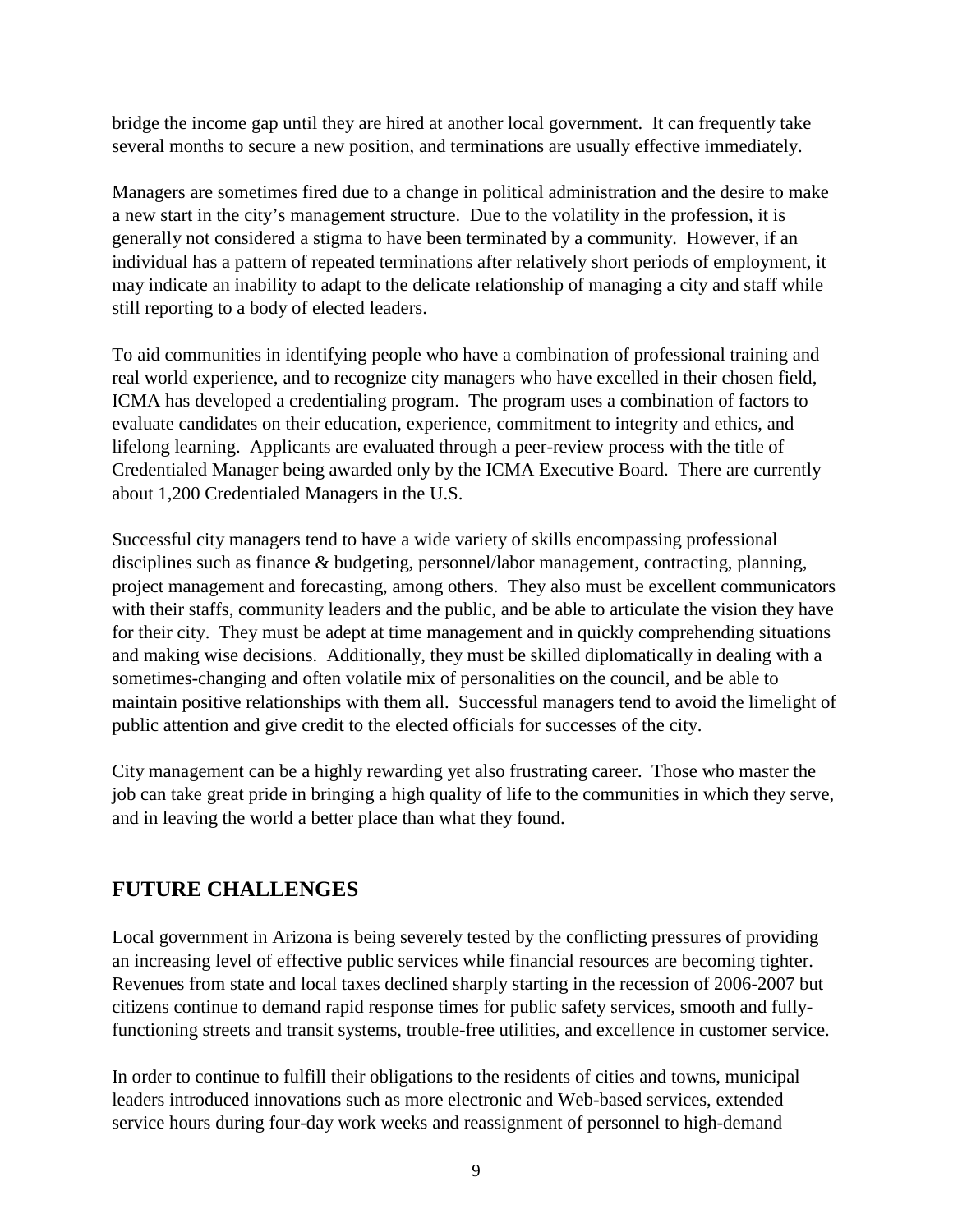bridge the income gap until they are hired at another local government. It can frequently take several months to secure a new position, and terminations are usually effective immediately.

Managers are sometimes fired due to a change in political administration and the desire to make a new start in the city's management structure. Due to the volatility in the profession, it is generally not considered a stigma to have been terminated by a community. However, if an individual has a pattern of repeated terminations after relatively short periods of employment, it may indicate an inability to adapt to the delicate relationship of managing a city and staff while still reporting to a body of elected leaders.

To aid communities in identifying people who have a combination of professional training and real world experience, and to recognize city managers who have excelled in their chosen field, ICMA has developed a credentialing program. The program uses a combination of factors to evaluate candidates on their education, experience, commitment to integrity and ethics, and lifelong learning. Applicants are evaluated through a peer-review process with the title of Credentialed Manager being awarded only by the ICMA Executive Board. There are currently about 1,200 Credentialed Managers in the U.S.

Successful city managers tend to have a wide variety of skills encompassing professional disciplines such as finance & budgeting, personnel/labor management, contracting, planning, project management and forecasting, among others. They also must be excellent communicators with their staffs, community leaders and the public, and be able to articulate the vision they have for their city. They must be adept at time management and in quickly comprehending situations and making wise decisions. Additionally, they must be skilled diplomatically in dealing with a sometimes-changing and often volatile mix of personalities on the council, and be able to maintain positive relationships with them all. Successful managers tend to avoid the limelight of public attention and give credit to the elected officials for successes of the city.

City management can be a highly rewarding yet also frustrating career. Those who master the job can take great pride in bringing a high quality of life to the communities in which they serve, and in leaving the world a better place than what they found.

## FUTURE CHALLENGES

Local government in Arizona is being severely tested by the conflicting pressures of providing an increasing level of effective public services while financial resources are becoming tighter. Revenues from state and local taxes declined sharply starting in the recession of 2006-2007 but citizens continue to demand rapid response times for public safety services, smooth and fully-functioning streets and transit systems, trouble-free utilities, and excellence in customer service.

In order to continue to fulfill their obligations to the residents of cities and towns, municipal leaders introduced innovations such as more electronic and Web-based services, extended service hours during four-day work weeks and reassignment of personnel to high-demand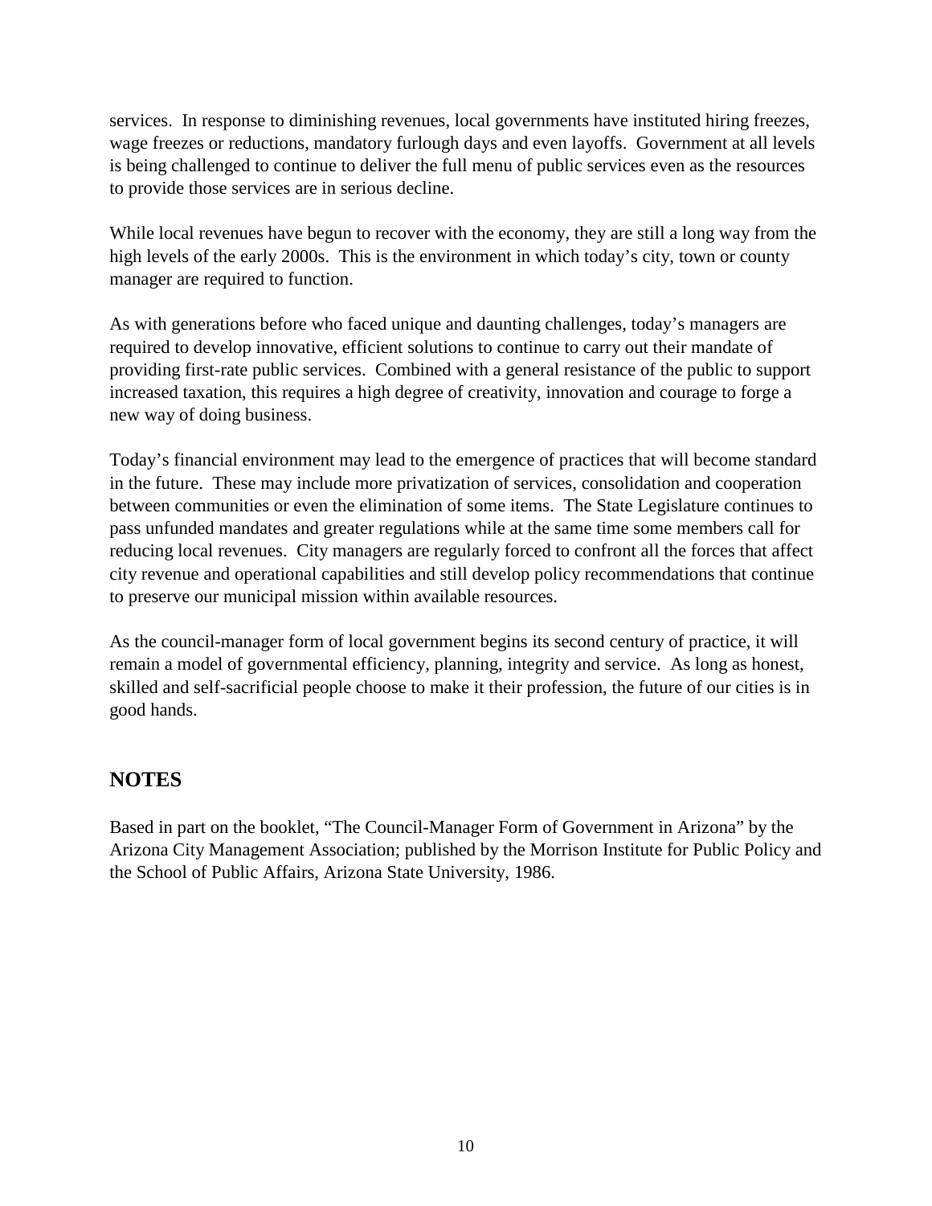services. In response to diminishing revenues, local governments have instituted hiring freezes, wage freezes or reductions, mandatory furlough days and even layoffs. Government at all levels is being challenged to continue to deliver the full menu of public services even as the resources to provide those services are in serious decline.

While local revenues have begun to recover with the economy, they are still a long way from the high levels of the early 2000s. This is the environment in which today's city, town or county manager are required to function.

As with generations before who faced unique and daunting challenges, today's managers are required to develop innovative, efficient solutions to continue to carry out their mandate of providing first-rate public services. Combined with a general resistance of the public to support increased taxation, this requires a high degree of creativity, innovation and courage to forge a new way of doing business.

Today's financial environment may lead to the emergence of practices that will become standard in the future. These may include more privatization of services, consolidation and cooperation between communities or even the elimination of some items. The State Legislature continues to pass unfunded mandates and greater regulations while at the same time some members call for reducing local revenues. City managers are regularly forced to confront all the forces that affect city revenue and operational capabilities and still develop policy recommendations that continue to preserve our municipal mission within available resources.

As the council-manager form of local government begins its second century of practice, it will remain a model of governmental efficiency, planning, integrity and service. As long as honest, skilled and self-sacrificial people choose to make it their profession, the future of our cities is in good hands.

## NOTES

Based in part on the booklet, "The Council-Manager Form of Government in Arizona" by the Arizona City Management Association; published by the Morrison Institute for Public Policy and the School of Public Affairs, Arizona State University, 1986.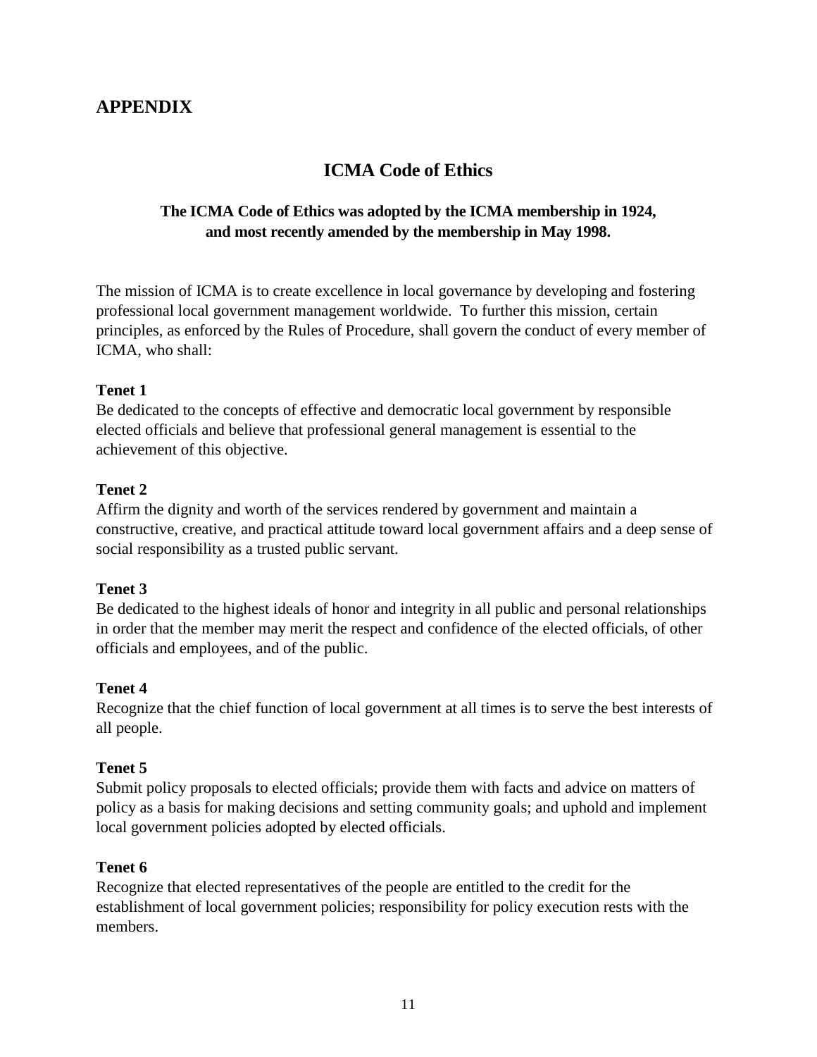# APPENDIX

## ICMA Code of Ethics

### The ICMA Code of Ethics was adopted by the ICMA membership in 1924, and most recently amended by the membership in May 1998.

The mission of ICMA is to create excellence in local governance by developing and fostering professional local government management worldwide. To further this mission, certain principles, as enforced by the Rules of Procedure, shall govern the conduct of every member of ICMA, who shall:

**Tenet 1**
Be dedicated to the concepts of effective and democratic local government by responsible elected officials and believe that professional general management is essential to the achievement of this objective.

**Tenet 2**
Affirm the dignity and worth of the services rendered by government and maintain a constructive, creative, and practical attitude toward local government affairs and a deep sense of social responsibility as a trusted public servant.

**Tenet 3**
Be dedicated to the highest ideals of honor and integrity in all public and personal relationships in order that the member may merit the respect and confidence of the elected officials, of other officials and employees, and of the public.

**Tenet 4**
Recognize that the chief function of local government at all times is to serve the best interests of all people.

**Tenet 5**
Submit policy proposals to elected officials; provide them with facts and advice on matters of policy as a basis for making decisions and setting community goals; and uphold and implement local government policies adopted by elected officials.

**Tenet 6**
Recognize that elected representatives of the people are entitled to the credit for the establishment of local government policies; responsibility for policy execution rests with the members.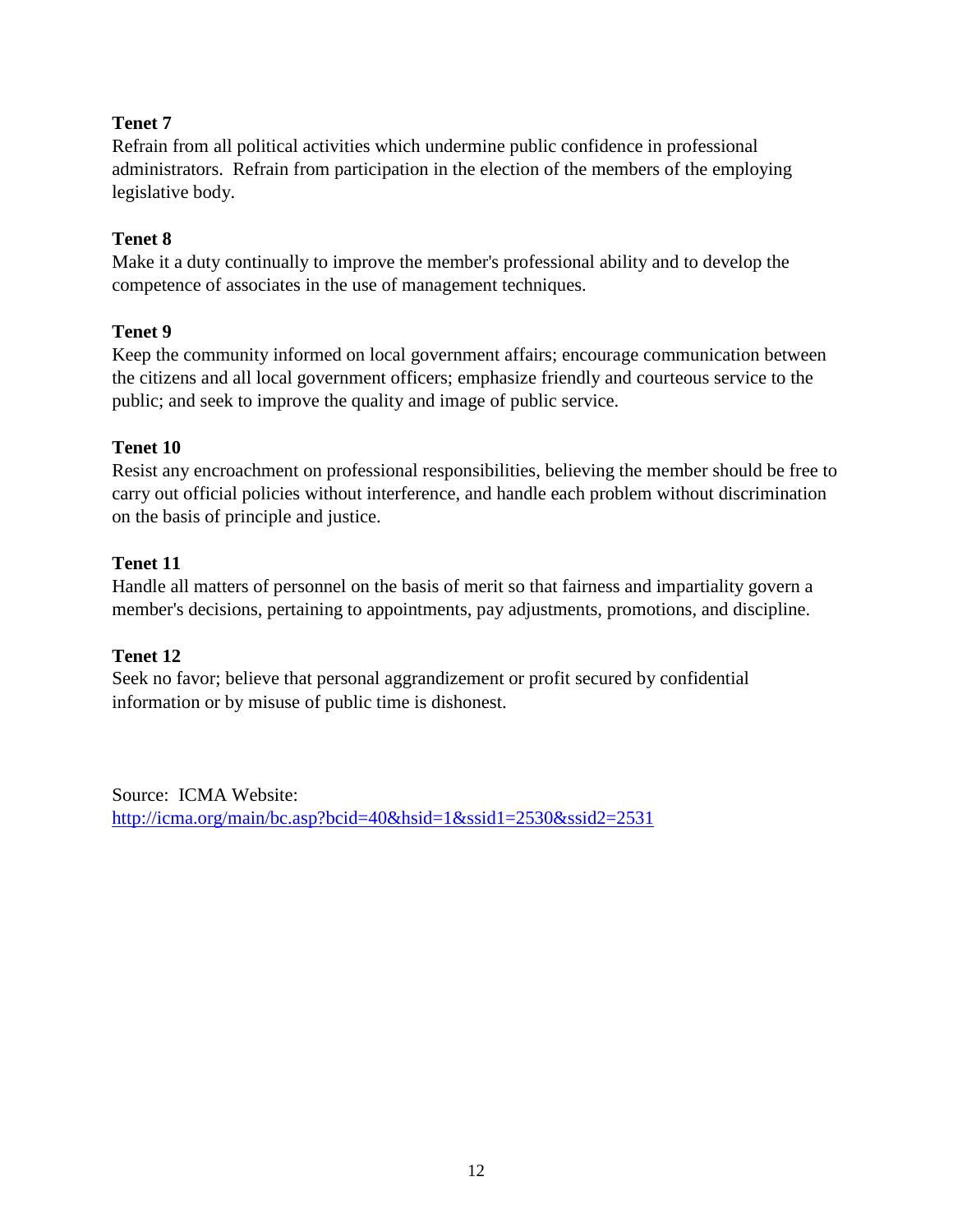**Tenet 7**
Refrain from all political activities which undermine public confidence in professional administrators. Refrain from participation in the election of the members of the employing legislative body.

**Tenet 8**
Make it a duty continually to improve the member's professional ability and to develop the competence of associates in the use of management techniques.

**Tenet 9**
Keep the community informed on local government affairs; encourage communication between the citizens and all local government officers; emphasize friendly and courteous service to the public; and seek to improve the quality and image of public service.

**Tenet 10**
Resist any encroachment on professional responsibilities, believing the member should be free to carry out official policies without interference, and handle each problem without discrimination on the basis of principle and justice.

**Tenet 11**
Handle all matters of personnel on the basis of merit so that fairness and impartiality govern a member's decisions, pertaining to appointments, pay adjustments, promotions, and discipline.

**Tenet 12**
Seek no favor; believe that personal aggrandizement or profit secured by confidential information or by misuse of public time is dishonest.

Source: ICMA Website:
http://icma.org/main/bc.asp?bcid=40&hsid=1&ssid1=2530&ssid2=2531